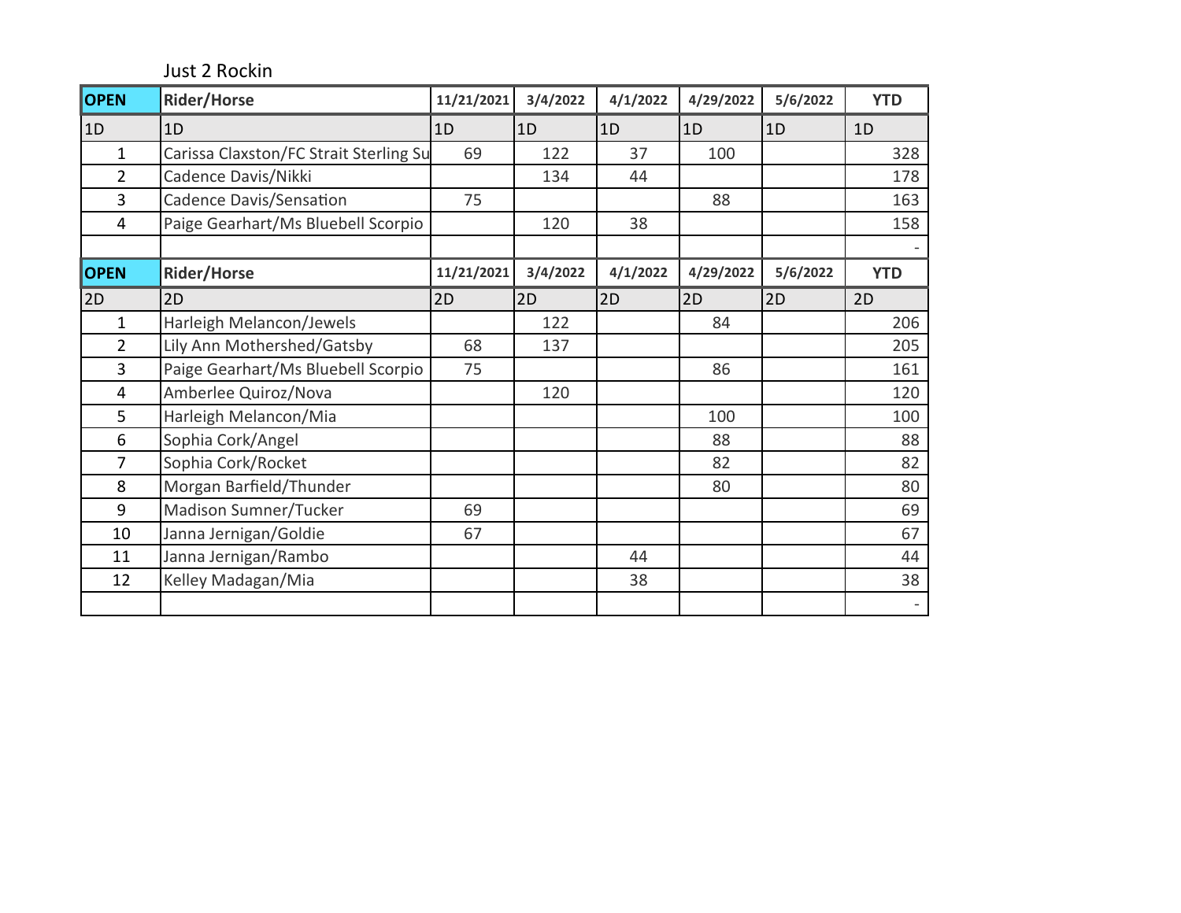Just 2 Rockin

| OPEN | Rider/Horse | 11/21/2021 | 3/4/2022 | 4/1/2022 | 4/29/2022 | 5/6/2022 | YTD |
|---|---|---|---|---|---|---|---|
| 1D | 1D | 1D | 1D | 1D | 1D | 1D | 1D |
| 1 | Carissa Claxston/FC Strait Sterling Su | 69 | 122 | 37 | 100 | | 328 |
| 2 | Cadence Davis/Nikki | | 134 | 44 | | | 178 |
| 3 | Cadence Davis/Sensation | 75 | | | 88 | | 163 |
| 4 | Paige Gearhart/Ms Bluebell Scorpio | | 120 | 38 | | | 158 |
| | | | | | | | - |

| OPEN | Rider/Horse | 11/21/2021 | 3/4/2022 | 4/1/2022 | 4/29/2022 | 5/6/2022 | YTD |
|---|---|---|---|---|---|---|---|
| 2D | 2D | 2D | 2D | 2D | 2D | 2D | 2D |
| 1 | Harleigh Melancon/Jewels | | 122 | | 84 | | 206 |
| 2 | Lily Ann Mothershed/Gatsby | 68 | 137 | | | | 205 |
| 3 | Paige Gearhart/Ms Bluebell Scorpio | 75 | | | 86 | | 161 |
| 4 | Amberlee Quiroz/Nova | | 120 | | | | 120 |
| 5 | Harleigh Melancon/Mia | | | | 100 | | 100 |
| 6 | Sophia Cork/Angel | | | | 88 | | 88 |
| 7 | Sophia Cork/Rocket | | | | 82 | | 82 |
| 8 | Morgan Barfield/Thunder | | | | 80 | | 80 |
| 9 | Madison Sumner/Tucker | 69 | | | | | 69 |
| 10 | Janna Jernigan/Goldie | 67 | | | | | 67 |
| 11 | Janna Jernigan/Rambo | | | 44 | | | 44 |
| 12 | Kelley Madagan/Mia | | | 38 | | | 38 |
| | | | | | | | - |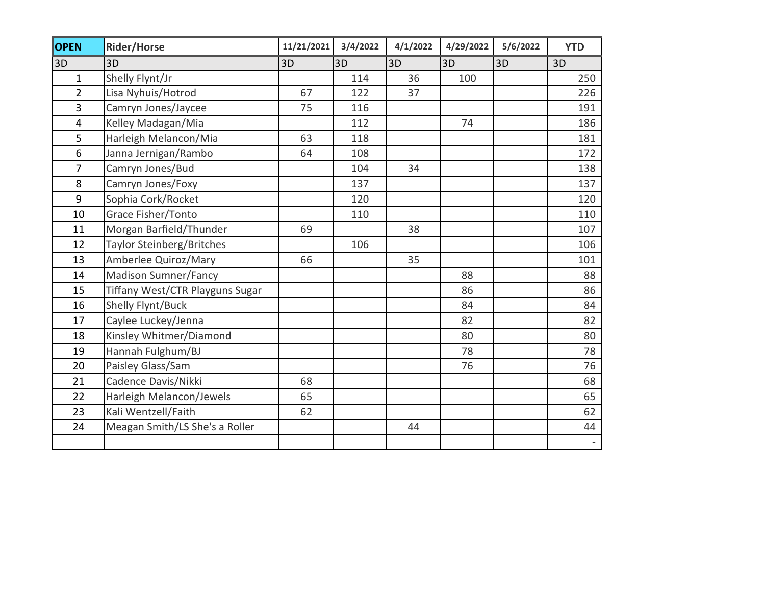| OPEN | Rider/Horse | 11/21/2021 | 3/4/2022 | 4/1/2022 | 4/29/2022 | 5/6/2022 | YTD |
|---|---|---|---|---|---|---|---|
| 3D | 3D | 3D | 3D | 3D | 3D | 3D | 3D |
| 1 | Shelly Flynt/Jr | | 114 | 36 | 100 | | 250 |
| 2 | Lisa Nyhuis/Hotrod | 67 | 122 | 37 | | | 226 |
| 3 | Camryn Jones/Jaycee | 75 | 116 | | | | 191 |
| 4 | Kelley Madagan/Mia | | 112 | | 74 | | 186 |
| 5 | Harleigh Melancon/Mia | 63 | 118 | | | | 181 |
| 6 | Janna Jernigan/Rambo | 64 | 108 | | | | 172 |
| 7 | Camryn Jones/Bud | | 104 | 34 | | | 138 |
| 8 | Camryn Jones/Foxy | | 137 | | | | 137 |
| 9 | Sophia Cork/Rocket | | 120 | | | | 120 |
| 10 | Grace Fisher/Tonto | | 110 | | | | 110 |
| 11 | Morgan Barfield/Thunder | 69 | | 38 | | | 107 |
| 12 | Taylor Steinberg/Britches | | 106 | | | | 106 |
| 13 | Amberlee Quiroz/Mary | 66 | | 35 | | | 101 |
| 14 | Madison Sumner/Fancy | | | | 88 | | 88 |
| 15 | Tiffany West/CTR Playguns Sugar | | | | 86 | | 86 |
| 16 | Shelly Flynt/Buck | | | | 84 | | 84 |
| 17 | Caylee Luckey/Jenna | | | | 82 | | 82 |
| 18 | Kinsley Whitmer/Diamond | | | | 80 | | 80 |
| 19 | Hannah Fulghum/BJ | | | | 78 | | 78 |
| 20 | Paisley Glass/Sam | | | | 76 | | 76 |
| 21 | Cadence Davis/Nikki | 68 | | | | | 68 |
| 22 | Harleigh Melancon/Jewels | 65 | | | | | 65 |
| 23 | Kali Wentzell/Faith | 62 | | | | | 62 |
| 24 | Meagan Smith/LS She's a Roller | | | 44 | | | 44 |
| | | | | | | | - |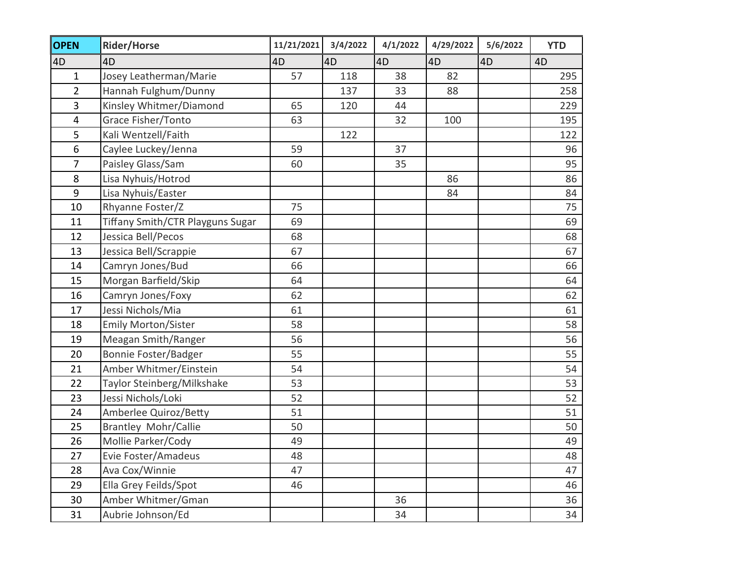| OPEN | Rider/Horse | 11/21/2021 | 3/4/2022 | 4/1/2022 | 4/29/2022 | 5/6/2022 | YTD |
|---|---|---|---|---|---|---|---|
| 4D | 4D | 4D | 4D | 4D | 4D | 4D | 4D |
| 1 | Josey Leatherman/Marie | 57 | 118 | 38 | 82 | | 295 |
| 2 | Hannah Fulghum/Dunny | | 137 | 33 | 88 | | 258 |
| 3 | Kinsley Whitmer/Diamond | 65 | 120 | 44 | | | 229 |
| 4 | Grace Fisher/Tonto | 63 | | 32 | 100 | | 195 |
| 5 | Kali Wentzell/Faith | | 122 | | | | 122 |
| 6 | Caylee Luckey/Jenna | 59 | | 37 | | | 96 |
| 7 | Paisley Glass/Sam | 60 | | 35 | | | 95 |
| 8 | Lisa Nyhuis/Hotrod | | | | 86 | | 86 |
| 9 | Lisa Nyhuis/Easter | | | | 84 | | 84 |
| 10 | Rhyanne Foster/Z | 75 | | | | | 75 |
| 11 | Tiffany Smith/CTR Playguns Sugar | 69 | | | | | 69 |
| 12 | Jessica Bell/Pecos | 68 | | | | | 68 |
| 13 | Jessica Bell/Scrappie | 67 | | | | | 67 |
| 14 | Camryn Jones/Bud | 66 | | | | | 66 |
| 15 | Morgan Barfield/Skip | 64 | | | | | 64 |
| 16 | Camryn Jones/Foxy | 62 | | | | | 62 |
| 17 | Jessi Nichols/Mia | 61 | | | | | 61 |
| 18 | Emily Morton/Sister | 58 | | | | | 58 |
| 19 | Meagan Smith/Ranger | 56 | | | | | 56 |
| 20 | Bonnie Foster/Badger | 55 | | | | | 55 |
| 21 | Amber Whitmer/Einstein | 54 | | | | | 54 |
| 22 | Taylor Steinberg/Milkshake | 53 | | | | | 53 |
| 23 | Jessi Nichols/Loki | 52 | | | | | 52 |
| 24 | Amberlee Quiroz/Betty | 51 | | | | | 51 |
| 25 | Brantley Mohr/Callie | 50 | | | | | 50 |
| 26 | Mollie Parker/Cody | 49 | | | | | 49 |
| 27 | Evie Foster/Amadeus | 48 | | | | | 48 |
| 28 | Ava Cox/Winnie | 47 | | | | | 47 |
| 29 | Ella Grey Feilds/Spot | 46 | | | | | 46 |
| 30 | Amber Whitmer/Gman | | | 36 | | | 36 |
| 31 | Aubrie Johnson/Ed | | | 34 | | | 34 |